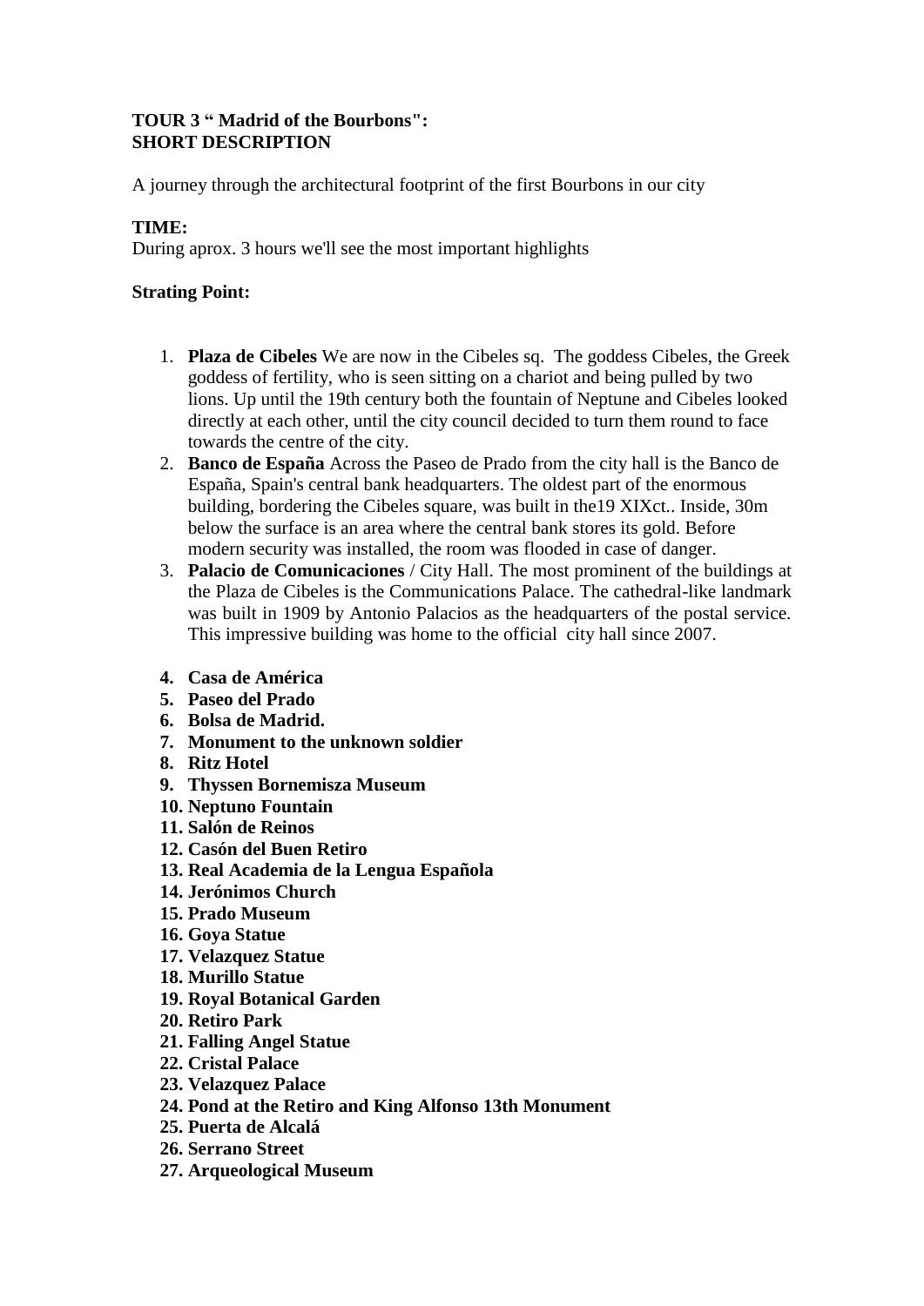**TOUR 3 " Madrid of the Bourbons":**
**SHORT DESCRIPTION**

A journey through the architectural footprint of the first Bourbons in our city

**TIME:**
During aprox. 3 hours we'll see the most important highlights

**Strating Point:**

1. **Plaza de Cibeles** We are now in the Cibeles sq. The goddess Cibeles, the Greek goddess of fertility, who is seen sitting on a chariot and being pulled by two lions. Up until the 19th century both the fountain of Neptune and Cibeles looked directly at each other, until the city council decided to turn them round to face towards the centre of the city.
2. **Banco de España** Across the Paseo de Prado from the city hall is the Banco de España, Spain's central bank headquarters. The oldest part of the enormous building, bordering the Cibeles square, was built in the19 XIXct.. Inside, 30m below the surface is an area where the central bank stores its gold. Before modern security was installed, the room was flooded in case of danger.
3. **Palacio de Comunicaciones** / City Hall. The most prominent of the buildings at the Plaza de Cibeles is the Communications Palace. The cathedral-like landmark was built in 1909 by Antonio Palacios as the headquarters of the postal service. This impressive building was home to the official city hall since 2007.
4. **Casa de América**
5. **Paseo del Prado**
6. **Bolsa de Madrid.**
7. **Monument to the unknown soldier**
8. **Ritz Hotel**
9. **Thyssen Bornemisza Museum**
10. **Neptuno Fountain**
11. **Salón de Reinos**
12. **Casón del Buen Retiro**
13. **Real Academia de la Lengua Española**
14. **Jerónimos Church**
15. **Prado Museum**
16. **Goya Statue**
17. **Velazquez Statue**
18. **Murillo Statue**
19. **Royal Botanical Garden**
20. **Retiro Park**
21. **Falling Angel Statue**
22. **Cristal Palace**
23. **Velazquez Palace**
24. **Pond at the Retiro and King Alfonso 13th Monument**
25. **Puerta de Alcalá**
26. **Serrano Street**
27. **Arqueological Museum**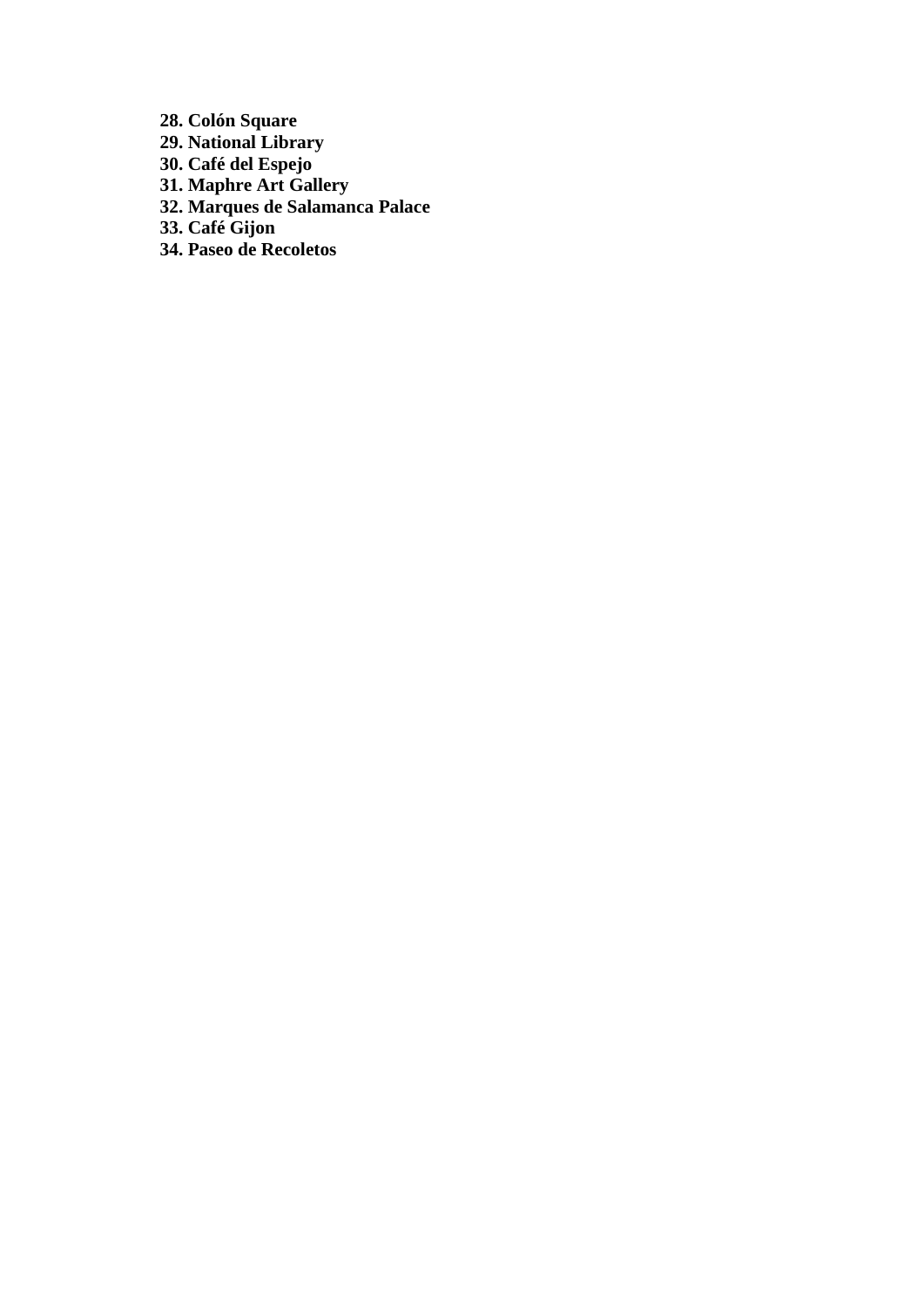**28. Colón Square**
**29. National Library**
**30. Café del Espejo**
**31. Maphre Art Gallery**
**32. Marques de Salamanca Palace**
**33. Café Gijon**
**34. Paseo de Recoletos**